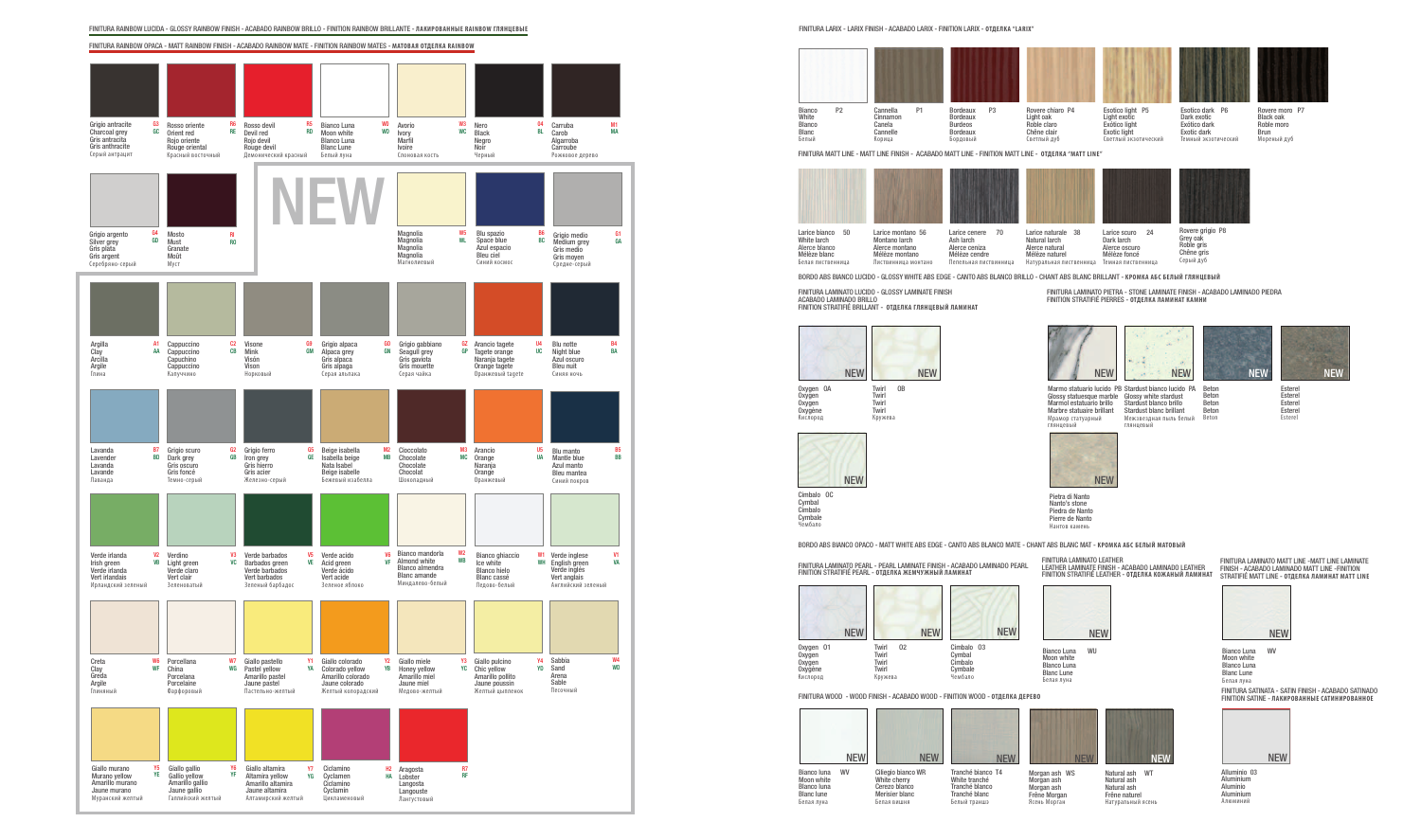FINITURA RAINBOW LUCIDA - GLOSSY RAINBOW FINISH - ACABADO RAINBOW BRILLO - FINITION RAINBOW BRILLANTE - ЛАКИРОВАННЫЕ RAINBOW ГЛЯНЦЕВЫЕ

FINITURA RAINBOW OPACA - MATT RAINBOW FINISH - ACABADO RAINBOW MATE - FINITION RAINBOW MATES - МАТОВАЯ ОТДЕЛКА RAINBOW

Grigio antracite G3 GC
Charcoal grey
Gris antracita
Gris anthracite
Серый антрацит

Rosso oriente R6 RE
Orient red
Rojo oriente
Rouge oriental
Красный восточный

Rosso devil R5 RD
Devil red
Rojo devil
Rouge devil
Демонический красный

Bianco Luna W0 WO
Moon white
Blanco Luna
Blanc Lune
Белый луна

Avorio W3 WC
Ivory
Marfil
Ivoire
Слоновая кость

Nero G4 BL
Black
Negro
Noir
Черный

Carruba M1 MA
Carob
Algarroba
Carroube
Рожковое дерево

Grigio argento G4 GD
Silver grey
Gris plata
Gris argent
Серебряно-серый

Mosto RI RO
Must
Granate
Moût
Муст

NEW

Magnolia W5 WL
Magnolia
Magnolia
Magnolia
Магнолиевый

Blu spazio B6 BC
Space blue
Azul espacio
Bleu ciel
Синий космос

Grigio medio G1 GA
Medium grey
Gris medio
Gris moyen
Средне-серый

Argilla A1 AA
Clay
Arcilla
Argile
Глина

Cappuccino C2 CB
Cappuccino
Capuchino
Cappuccino
Капучино

Visone G9 GM
Mink
Visón
Vison
Норковый

Grigio alpaca G0 GN
Alpaca grey
Gris alpaca
Gris alpaga
Серая альпака

Grigio gabbiano GZ GP
Seagull grey
Gris gaviota
Gris mouette
Серая чайка

Arancio tagete U4 UC
Tagete orange
Naranja tagete
Orange tagete
Оранжевый тагете

Blu notte B4 BA
Night blue
Azul oscuro
Bleu nuit
Синяя ночь

Lavanda B7 BD
Lavender
Lavanda
Lavande
Лаванда

Grigio scuro G2 GB
Dark grey
Gris oscuro
Gris foncé
Темно-серый

Grigio ferro G5 GE
Iron grey
Gris hierro
Gris acier
Железно-серый

Beige isabella M2 MB
Isabella beige
Nata Isabel
Beige isabelle
Бежевый изабелла

Cioccolato M3 MC
Chocolate
Chocolate
Chocolat
Шоколадный

Arancio U5 UA
Orange
Naranja
Orange
Оранжевый

Blu manto B5 BB
Mantle blue
Azul mantea
Bleu manteau
Синий покров

Verde irlanda V2 VB
Irish green
Verde irlanda
Vert irlandais
Ирландский зеленый

Verdino V3 VC
Light green
Verde claro
Vert clair
Зеленоватый

Verde barbados V5 VE
Barbados green
Verde barbados
Vert barbados
Зеленый барбадос

Verde acido V6 VF
Acid green
Verde acido
Vert acide
Зеленое яблоко

Bianco mandorla M2 MB
Almond white
Blanco almendra
Blanc amande
Миндально-белый

Bianco ghiaccio W1 WH
Ice white
Blanco hielo
Blanc cassé
Ледово-белый

Verde inglese V1 VA
English green
Verde inglés
Vert anglais
Английский зеленый

Creta W6 WF
Clay
Greda
Argile
Глинный

Porcellana W7 WG
China
Porcelana
Porcelaine
Фарфоровый

Giallo pastello Y1 YA
Pastel yellow
Amarillo pastel
Jaune pastel
Пастельно-желтый

Giallo colorado Y2 YB
Colorado yellow
Amarillo colorado
Jaune colorado
Желтый колорадский

Giallo miele Y3 YC
Honey yellow
Amarillo miel
Jaune miel
Медово-желтый

Giallo pulcino Y4 YD
Chic yellow
Amarillo pollito
Jaune poussin
Желтый цыпленок

Sabbia W4 WD
Sand
Arena
Sable
Песочный

Giallo murano Y5 YE
Murano yellow
Amarillo murano
Jaune murano
Муранский желтый

Giallo gallio Y8 YF
Gallio yellow
Amarillo gallio
Jaune gallio
Галлийский желтый

Giallo altamira Y7 YG
Altamira yellow
Amarillo altamira
Jaune altamira
Алтамирский желтый

Ciclamino H2 HA
Cyclamen
Ciclamino
Cyclamin
Цикламеновый

Aragosta R7 RF
Lobster
Langosta
Langouste
Лангустовый

FINITURA LARIX - LARIX FINISH - ACABADO LARIX - FINITION LARIX - ОТДЕЛКА "LARIX"

Bianco P2
White
Blanco
Blanc
Белый

Cannella P1
Cinnamon
Canela
Cannelle
Корица

Bordeaux P3
Bordeaux
Burdeos
Bordeaux
Бордовый

Rovere chiaro P4
Light oak
Roble claro
Chêne clair
Светлый дуб

Esotico light P5
Light exotic
Exótico light
Exotic light
Светлый экзотический

Esotico dark P6
Dark exotic
Exótico dark
Exotic dark
Темный экзотический

Rovere moro P7
Black oak
Roble moro
Brun
Мореный дуб

FINITURA MATT LINE - MATT LINE FINISH - ACABADO MATT LINE - FINITION MATT LINE - ОТДЕЛКА "MATT LINE"

Larice bianco 50
White larch
Alerce blanco
Mélèze blanc
Белая лиственница

Larice montano 56
Montano larch
Alerce montano
Mélèze montano
Лиственница монтано

Larice cenere 70
Ash larch
Alerce ceniza
Mélèze cendre
Пепельная лиственница

Larice naturale 38
Natural larch
Alerce natural
Mélèze naturel
Натуральная лиственница

Larice scuro 24
Dark larch
Alerce oscuro
Mélèze foncé
Темная лиственница

Rovere grigio P8
Grey oak
Roble gris
Chêne gris
Серый дуб

BORDO ABS BIANCO LUCIDO - GLOSSY WHITE ABS EDGE - CANTO ABS BLANCO BRILLO - CHANT ABS BLANC BRILLANT - КРОМКА АБС БЕЛЫЙ ГЛЯНЦЕВЫЙ

FINITURA LAMINATO LUCIDO - GLOSSY LAMINATE FINISH
ACABADO LAMINADO BRILLO
FINITION STRATIFIÉ BRILLANT - ОТДЕЛКА ГЛЯНЦЕВЫЙ ЛАМИНАТ

NEW — Oxygen 0A
Oxygen
Oxygen
Oxygène
Кислород

NEW — Twirl 0B
Twirl
Twirl
Twirl
Кружева

NEW — Cimbalo 0C
Cymbal
Cimbalo
Cymbale
Чембало

FINITURA LAMINATO PIETRA - STONE LAMINATE FINISH - ACABADO LAMINADO PIEDRA
FINITION STRATIFIÉ PIERRES - ОТДЕЛКА ЛАМИНАТ КАМНИ

NEW — Marmo statuario lucido PB
Glossy statuesque marble
Marmol estatuario brillo
Marbre statuaire brillant
Мрамор статуарный глянцевый

NEW — Stardust bianco lucido PA
Glossy white stardust
Stardust blanco brillo
Stardust blanc brillant
Межзвездная пыль белый глянцевый

NEW — Beton
Beton
Beton
Beton
Beton

NEW — Esterel
Esterel
Esterel
Esterel
Esterel

NEW — Pietra di Nanto
Nanto's stone
Piedra de Nanto
Pierre de Nanto
Нанто камень

BORDO ABS BIANCO OPACO - MATT WHITE ABS EDGE - CANTO ABS BLANCO MATE - CHANT ABS BLANC MAT - КРОМКА АБС БЕЛЫЙ МАТОВЫЙ

FINITURA LAMINATO PEARL - PEARL LAMINATE FINISH - ACABADO LAMINADO PEARL
FINITION STRATIFIÉ PEARL - ОТДЕЛКА ЖЕМЧУЖНЫЙ ЛАМИНАТ

NEW — Oxygen O1
Oxygen
Oxygen
Oxygène
Кислород

NEW — Twirl O2
Twirl
Twirl
Twirl
Кружева

NEW — Cimbalo O3
Cymbal
Cimbalo
Cymbale
Чембало

FINITURA LAMINATO LEATHER
LEATHER LAMINATE FINISH - ACABADO LAMINADO LEATHER
FINITION STRATIFIÉ LEATHER - ОТДЕЛКА КОЖАНЫЙ ЛАМИНАТ

NEW — Bianco Luna WU
Moon white
Blanco Luna
Blanc Lune
Белая луна

FINITURA LAMINATO MATT LINE -MATT LINE LAMINATE FINISH - ACABADO LAMINADO MATT LINE -FINITION STRATIFIÉ MATT LINE - ОТДЕЛКА ЛАМИНАТ MATT LINE

NEW — Bianco Luna WV
Moon white
Blanco Luna
Blanc Lune
Белая луна

FINITURA WOOD - WOOD FINISH - ACABADO WOOD - FINITION WOOD - ОТДЕЛКА ДЕРЕВО

NEW — Bianco luna WV
Moon white
Blanco luna
Blanc lune
Белая луна

NEW — Ciliegio bianco WR
White cherry
Cerezo blanco
Merisier blanc
Белая вишня

NEW — Tranché bianco T4
White tranché
Tranché blanco
Tranché blanc
Белый транш

NEW — Morgan ash WS
Morgan ash
Morgan ash
Frêne Morgan
Ясень Морган

NEW — Natural ash WT
Natural ash
Natural ash
Frêne naturel
Натуральный ясень

FINITURA SATINATA - SATIN FINISH - ACABADO SATINADO
FINITION SATINE - ЛАКИРОВАННЫЕ САТИНИРОВАННОЕ

NEW — Alluminio 03
Aluminium
Aluminio
Aluminium
Алюминий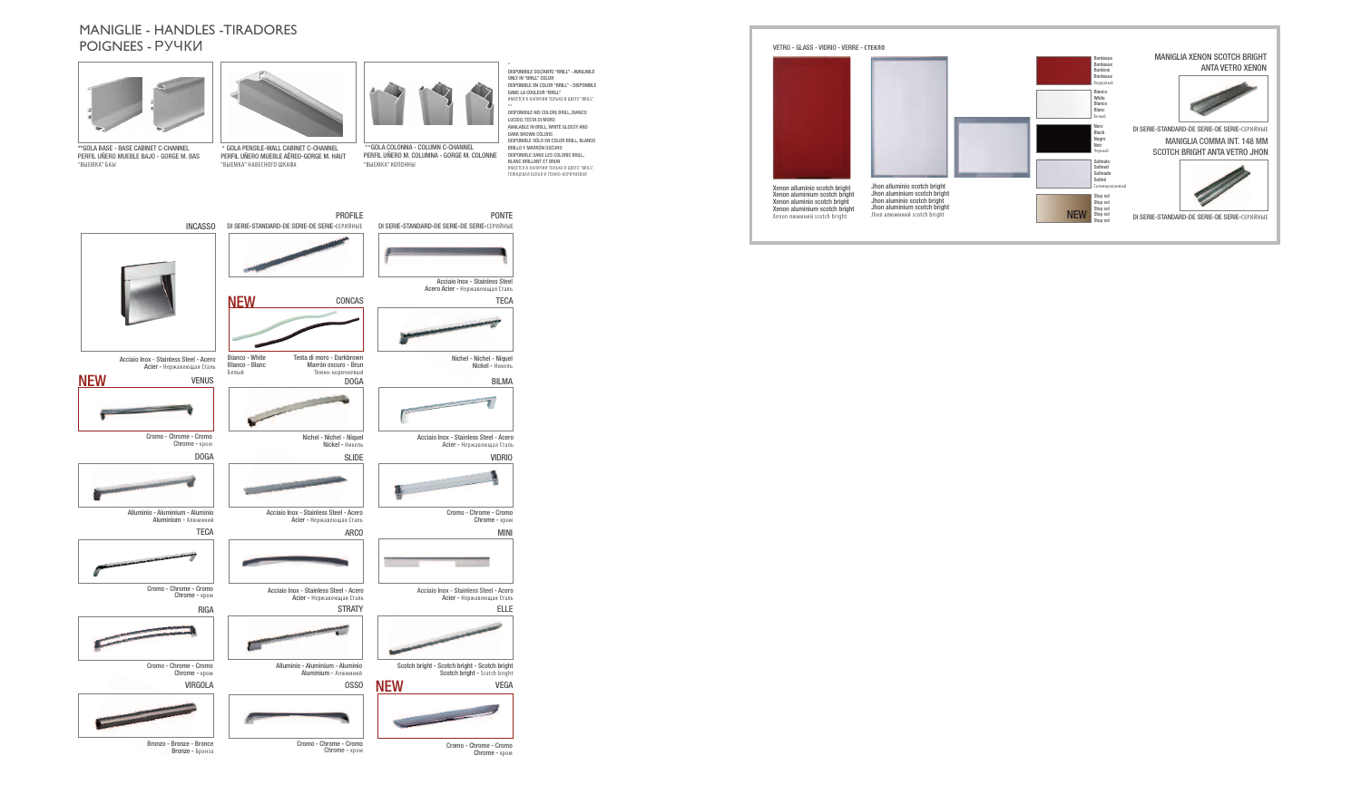# MANIGLIE - HANDLES -TIRADORES POIGNEES - РУЧКИ

**GOLA BASE - BASE CABINET C-CHANNEL PERFIL UÑERO MUEBLE BAJO - GORGE M. BAS "ВЫЕМКА" БАЫ

* GOLA PENSILE-WALL CABINET C-CHANNEL PERFIL UÑERO MUEBLE AÉREO-GORGE M. HAUT "ВЫЕМКА" НАВЕСНОГО ШКАФА

**GOLA COLONNA - COLUMN C-CHANNEL PERFIL UÑERO M. COLUMNA - GORGE M. COLONNE "ВЫЕМКА" КОЛОННЫ

*
DISPONIBILE SOLTANTO "BRILL" - AVAILABLE ONLY IN "BRILL" COLOR
DISPONIBLE EN COLOR "BRILL" - DISPONIBLE DANS LA COULEUR "BRILL"
ИМЕЕТСЯ В НАЛИЧИИ ТОЛЬКО В ЦВЕТЕ "BRILL"

**
DISPONIBILE NEI COLORI: BRILL, BIANCO LUCIDO, TESTA DI MORO
AVAILABLE IN BRILL, WHITE GLOSSY AND DARK BROWN COLORS
DISPONIBLE SÓLO EN COLOR BRILL, BLANCO BRILLO Y MARRÓN OSCURO
DISPONIBLE DANS LES COLORIS BRILL, BLANC BRILLANT ET BRUN
ИМЕЕТСЯ В НАЛИЧИИ ТОЛЬКО В ЦВЕТЕ "BRILL", ГЛЯНЦЕВАЯ БЕЛАЯ И ТЕМНО-КОРИЧНЕВАЯ

INCASSO
Acciaio Inox - Stainless Steel - Acero Acier - Нержавеющая Сталь

PROFILE
DI SERIE-STANDARD-DE SERIE-DE SERIE-СЕРИЙНЫЕ

PONTE
DI SERIE-STANDARD-DE SERIE-DE SERIE-СЕРИЙНЫЕ
Acciaio Inox - Stainless Steel Acero Acier - Нержавеющая Сталь

NEW CONCAS
Bianco - White Blanco - Blanc Белый
Testa di moro - Darkbrown Marrón oscuro - Brun Темно-коричневый

TECA
Nichel - Nichel - Níquel Nickel - Никель

NEW VENUS
Cromo - Chrome - Cromo Chrome - хром

DOGA
Nichel - Nichel - Niquel Nickel - Никель

BILMA
Acciaio Inox - Stainless Steel - Acero Acier - Нержавеющая Сталь

DOGA
Alluminio - Aluminium - Aluminio Aluminium - Алюминий

SLIDE
Acciaio Inox - Stainless Steel - Acero Acier - Нержавеющая Сталь

VIDRIO
Cromo - Chrome - Cromo Chrome - хром

TECA
Cromo - Chrome - Cromo Chrome - хром

ARCO
Acciaio Inox - Stainless Steel - Acero Acier - Нержавеющая Сталь

MINI
Acciaio Inox - Stainless Steel - Acero Acier - Нержавеющая Сталь

RIGA
Cromo - Chrome - Cromo Chrome - хром

STRATY
Alluminio - Aluminium - Aluminio Aluminium - Алюминий

ELLE
Scotch bright - Scotch bright - Scotch bright Scotch bright - Scotch bright

VIRGOLA
Bronzo - Bronze - Bronce Bronze - Бронза

OSSO
Cromo - Chrome - Cromo Chrome - хром

NEW VEGA
Cromo - Chrome - Cromo Chrome - хром

VETRO - GLASS - VIDRIO - VERRE - СТЕКЛО

Xenon alluminio scotch bright
Xenon aluminium scotch bright
Xenon aluminio scotch bright
Xenon aluminium scotch bright
Xenon люминий scotch bright

Jhon alluminio scotch bright
Jhon aluminium scotch bright
Jhon aluminio scotch bright
Jhon aluminium scotch bright
Jhon алюминий scotch bright

Bordeaux Bordeaux Burdeos Bordeaux Бордовый

Bianco White Blanco Blanc Белый

Nero Black Negro Noir Черный

Satinato Satined Satinado Satiné Сатинированный

NEW Stop sol Stop sol Stop sol Stop sol Stop sol

MANIGLIA XENON SCOTCH BRIGHT ANTA VETRO XENON

DI SERIE-STANDARD-DE SERIE-DE SERIE-СЕРИЙНЫЕ

MANIGLIA COMMA INT. 148 MM SCOTCH BRIGHT ANTA VETRO JHON

DI SERIE-STANDARD-DE SERIE-DE SERIE-СЕРИЙНЫЕ